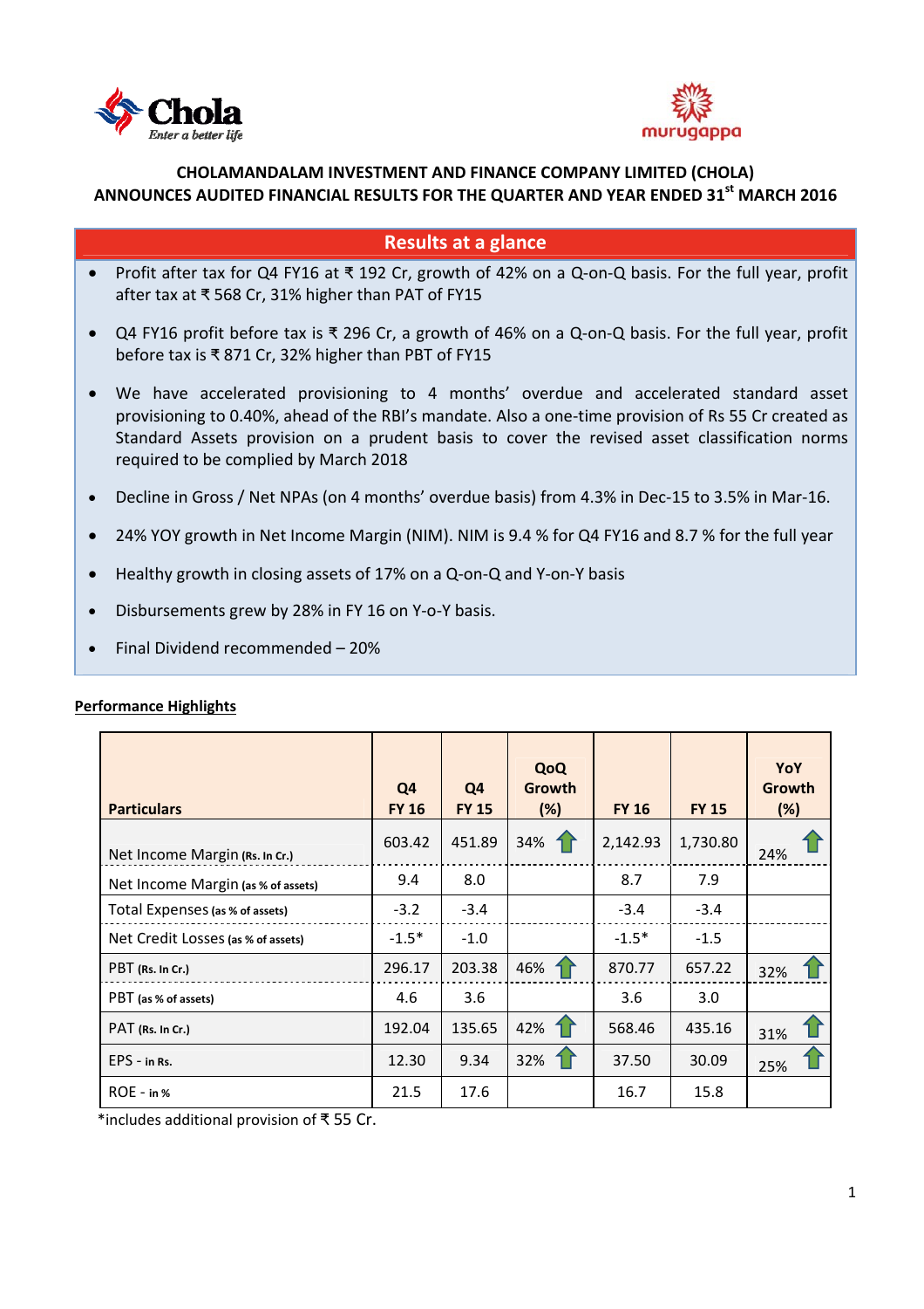# CHOLAMANDALAM INVESTMENT AND FINANCE COMPANY LIMITED (CHOLA)
# ANNOUNCES AUDITED FINANCIAL RESULTS FOR THE QUARTER AND YEAR ENDED 31st MARCH 2016

## Results at a glance

- Profit after tax for Q4 FY16 at ₹ 192 Cr, growth of 42% on a Q-on-Q basis. For the full year, profit after tax at ₹ 568 Cr, 31% higher than PAT of FY15
- Q4 FY16 profit before tax is ₹ 296 Cr, a growth of 46% on a Q-on-Q basis. For the full year, profit before tax is ₹ 871 Cr, 32% higher than PBT of FY15
- We have accelerated provisioning to 4 months' overdue and accelerated standard asset provisioning to 0.40%, ahead of the RBI's mandate. Also a one-time provision of Rs 55 Cr created as Standard Assets provision on a prudent basis to cover the revised asset classification norms required to be complied by March 2018
- Decline in Gross / Net NPAs (on 4 months' overdue basis) from 4.3% in Dec-15 to 3.5% in Mar-16.
- 24% YOY growth in Net Income Margin (NIM). NIM is 9.4 % for Q4 FY16 and 8.7 % for the full year
- Healthy growth in closing assets of 17% on a Q-on-Q and Y-on-Y basis
- Disbursements grew by 28% in FY 16 on Y-o-Y basis.
- Final Dividend recommended – 20%

**Performance Highlights**

| Particulars | Q4 FY 16 | Q4 FY 15 | QoQ Growth (%) | FY 16 | FY 15 | YoY Growth (%) |
|---|---|---|---|---|---|---|
| Net Income Margin (Rs. In Cr.) | 603.42 | 451.89 | 34% ↑ | 2,142.93 | 1,730.80 | 24% ↑ |
| Net Income Margin (as % of assets) | 9.4 | 8.0 | | 8.7 | 7.9 | |
| Total Expenses (as % of assets) | -3.2 | -3.4 | | -3.4 | -3.4 | |
| Net Credit Losses (as % of assets) | -1.5* | -1.0 | | -1.5* | -1.5 | |
| PBT (Rs. In Cr.) | 296.17 | 203.38 | 46% ↑ | 870.77 | 657.22 | 32% ↑ |
| PBT (as % of assets) | 4.6 | 3.6 | | 3.6 | 3.0 | |
| PAT (Rs. In Cr.) | 192.04 | 135.65 | 42% ↑ | 568.46 | 435.16 | 31% ↑ |
| EPS - in Rs. | 12.30 | 9.34 | 32% ↑ | 37.50 | 30.09 | 25% ↑ |
| ROE - in % | 21.5 | 17.6 | | 16.7 | 15.8 | |

*includes additional provision of ₹ 55 Cr.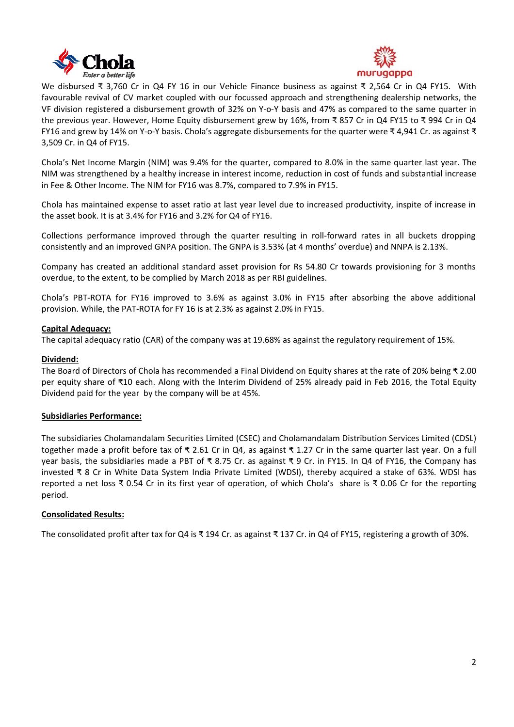We disbursed ₹ 3,760 Cr in Q4 FY 16 in our Vehicle Finance business as against ₹ 2,564 Cr in Q4 FY15. With favourable revival of CV market coupled with our focussed approach and strengthening dealership networks, the VF division registered a disbursement growth of 32% on Y-o-Y basis and 47% as compared to the same quarter in the previous year. However, Home Equity disbursement grew by 16%, from ₹ 857 Cr in Q4 FY15 to ₹ 994 Cr in Q4 FY16 and grew by 14% on Y-o-Y basis. Chola's aggregate disbursements for the quarter were ₹ 4,941 Cr. as against ₹ 3,509 Cr. in Q4 of FY15.

Chola's Net Income Margin (NIM) was 9.4% for the quarter, compared to 8.0% in the same quarter last year. The NIM was strengthened by a healthy increase in interest income, reduction in cost of funds and substantial increase in Fee & Other Income. The NIM for FY16 was 8.7%, compared to 7.9% in FY15.

Chola has maintained expense to asset ratio at last year level due to increased productivity, inspite of increase in the asset book. It is at 3.4% for FY16 and 3.2% for Q4 of FY16.

Collections performance improved through the quarter resulting in roll-forward rates in all buckets dropping consistently and an improved GNPA position. The GNPA is 3.53% (at 4 months' overdue) and NNPA is 2.13%.

Company has created an additional standard asset provision for Rs 54.80 Cr towards provisioning for 3 months overdue, to the extent, to be complied by March 2018 as per RBI guidelines.

Chola's PBT-ROTA for FY16 improved to 3.6% as against 3.0% in FY15 after absorbing the above additional provision. While, the PAT-ROTA for FY 16 is at 2.3% as against 2.0% in FY15.

**Capital Adequacy:**

The capital adequacy ratio (CAR) of the company was at 19.68% as against the regulatory requirement of 15%.

**Dividend:**

The Board of Directors of Chola has recommended a Final Dividend on Equity shares at the rate of 20% being ₹ 2.00 per equity share of ₹10 each. Along with the Interim Dividend of 25% already paid in Feb 2016, the Total Equity Dividend paid for the year by the company will be at 45%.

**Subsidiaries Performance:**

The subsidiaries Cholamandalam Securities Limited (CSEC) and Cholamandalam Distribution Services Limited (CDSL) together made a profit before tax of ₹ 2.61 Cr in Q4, as against ₹ 1.27 Cr in the same quarter last year. On a full year basis, the subsidiaries made a PBT of ₹ 8.75 Cr. as against ₹ 9 Cr. in FY15. In Q4 of FY16, the Company has invested ₹ 8 Cr in White Data System India Private Limited (WDSI), thereby acquired a stake of 63%. WDSI has reported a net loss ₹ 0.54 Cr in its first year of operation, of which Chola's share is ₹ 0.06 Cr for the reporting period.

**Consolidated Results:**

The consolidated profit after tax for Q4 is ₹ 194 Cr. as against ₹ 137 Cr. in Q4 of FY15, registering a growth of 30%.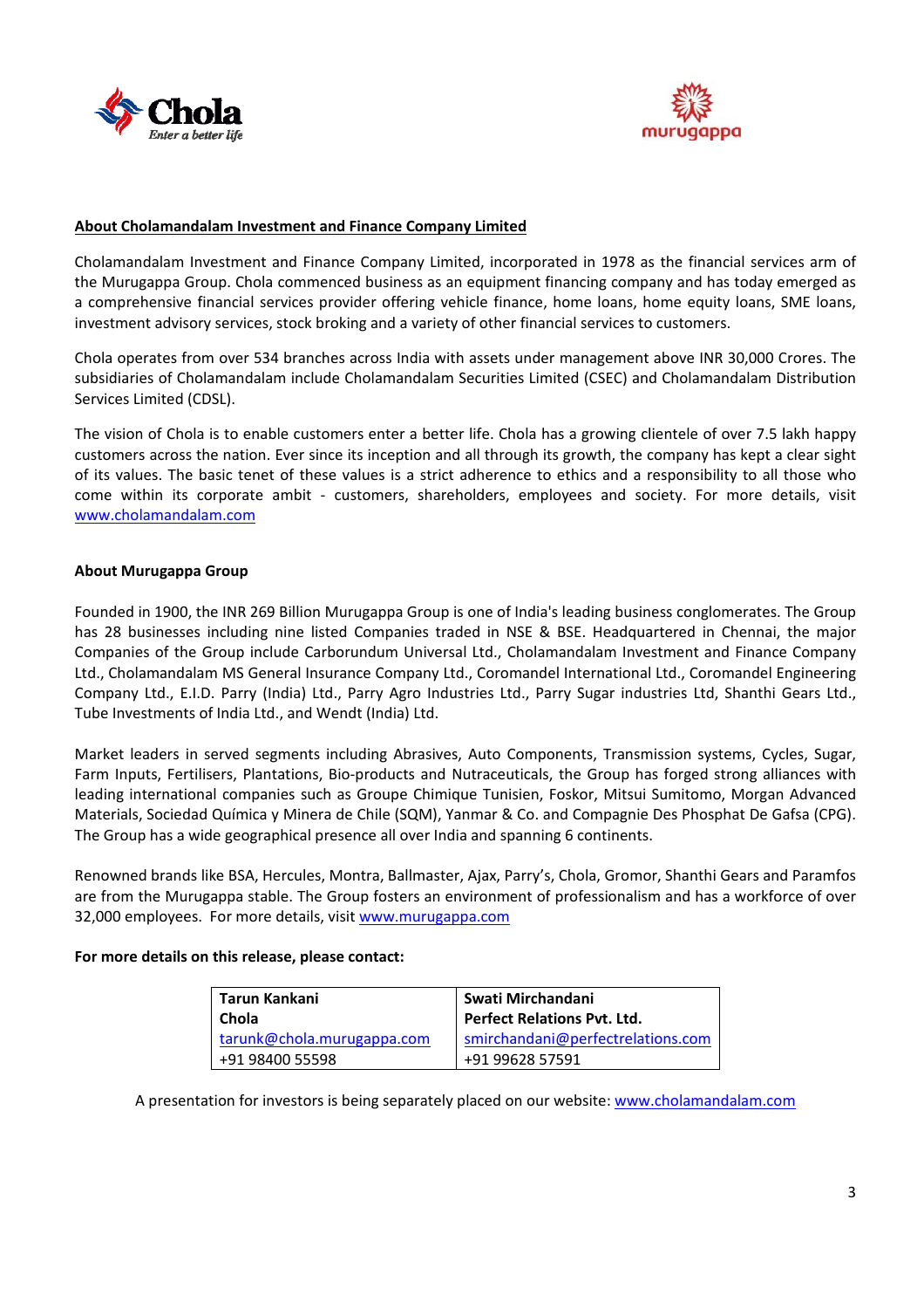## About Cholamandalam Investment and Finance Company Limited

Cholamandalam Investment and Finance Company Limited, incorporated in 1978 as the financial services arm of the Murugappa Group. Chola commenced business as an equipment financing company and has today emerged as a comprehensive financial services provider offering vehicle finance, home loans, home equity loans, SME loans, investment advisory services, stock broking and a variety of other financial services to customers.

Chola operates from over 534 branches across India with assets under management above INR 30,000 Crores. The subsidiaries of Cholamandalam include Cholamandalam Securities Limited (CSEC) and Cholamandalam Distribution Services Limited (CDSL).

The vision of Chola is to enable customers enter a better life. Chola has a growing clientele of over 7.5 lakh happy customers across the nation. Ever since its inception and all through its growth, the company has kept a clear sight of its values. The basic tenet of these values is a strict adherence to ethics and a responsibility to all those who come within its corporate ambit - customers, shareholders, employees and society. For more details, visit www.cholamandalam.com

**About Murugappa Group**

Founded in 1900, the INR 269 Billion Murugappa Group is one of India's leading business conglomerates. The Group has 28 businesses including nine listed Companies traded in NSE & BSE. Headquartered in Chennai, the major Companies of the Group include Carborundum Universal Ltd., Cholamandalam Investment and Finance Company Ltd., Cholamandalam MS General Insurance Company Ltd., Coromandel International Ltd., Coromandel Engineering Company Ltd., E.I.D. Parry (India) Ltd., Parry Agro Industries Ltd., Parry Sugar industries Ltd, Shanthi Gears Ltd., Tube Investments of India Ltd., and Wendt (India) Ltd.

Market leaders in served segments including Abrasives, Auto Components, Transmission systems, Cycles, Sugar, Farm Inputs, Fertilisers, Plantations, Bio-products and Nutraceuticals, the Group has forged strong alliances with leading international companies such as Groupe Chimique Tunisien, Foskor, Mitsui Sumitomo, Morgan Advanced Materials, Sociedad Química y Minera de Chile (SQM), Yanmar & Co. and Compagnie Des Phosphat De Gafsa (CPG). The Group has a wide geographical presence all over India and spanning 6 continents.

Renowned brands like BSA, Hercules, Montra, Ballmaster, Ajax, Parry's, Chola, Gromor, Shanthi Gears and Paramfos are from the Murugappa stable. The Group fosters an environment of professionalism and has a workforce of over 32,000 employees. For more details, visit www.murugappa.com

**For more details on this release, please contact:**

| | |
|---|---|
| **Tarun Kankani** | **Swati Mirchandani** |
| **Chola** | **Perfect Relations Pvt. Ltd.** |
| tarunk@chola.murugappa.com | smirchandani@perfectrelations.com |
| +91 98400 55598 | +91 99628 57591 |

A presentation for investors is being separately placed on our website: www.cholamandalam.com